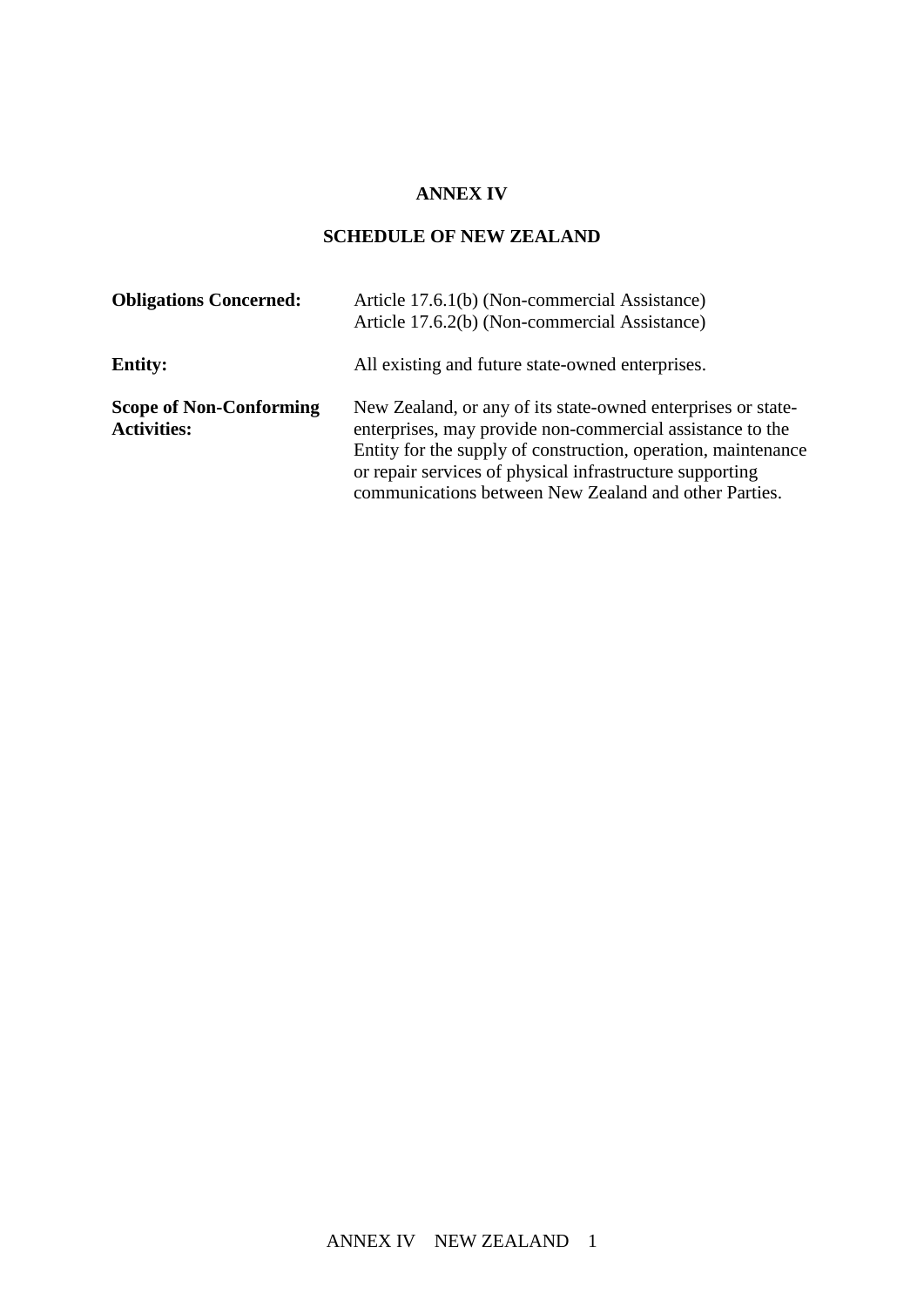**ANNEX IV**

**SCHEDULE OF NEW ZEALAND**

| | |
|---|---|
| **Obligations Concerned:** | Article 17.6.1(b) (Non-commercial Assistance)<br>Article 17.6.2(b) (Non-commercial Assistance) |
| **Entity:** | All existing and future state-owned enterprises. |
| **Scope of Non-Conforming Activities:** | New Zealand, or any of its state-owned enterprises or state-enterprises, may provide non-commercial assistance to the Entity for the supply of construction, operation, maintenance or repair services of physical infrastructure supporting communications between New Zealand and other Parties. |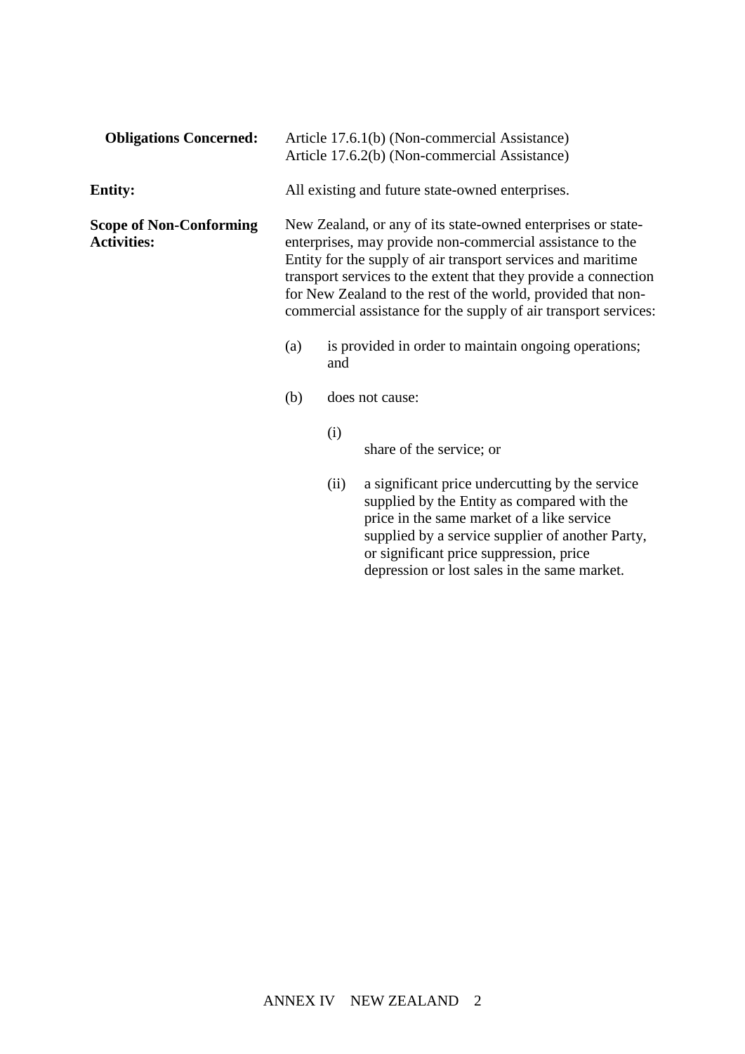**Obligations Concerned:** Article 17.6.1(b) (Non-commercial Assistance)
Article 17.6.2(b) (Non-commercial Assistance)

**Entity:** All existing and future state-owned enterprises.

**Scope of Non-Conforming Activities:** New Zealand, or any of its state-owned enterprises or state-enterprises, may provide non-commercial assistance to the Entity for the supply of air transport services and maritime transport services to the extent that they provide a connection for New Zealand to the rest of the world, provided that non-commercial assistance for the supply of air transport services:

(a) is provided in order to maintain ongoing operations; and

(b) does not cause:

(i) share of the service; or

(ii) a significant price undercutting by the service supplied by the Entity as compared with the price in the same market of a like service supplied by a service supplier of another Party, or significant price suppression, price depression or lost sales in the same market.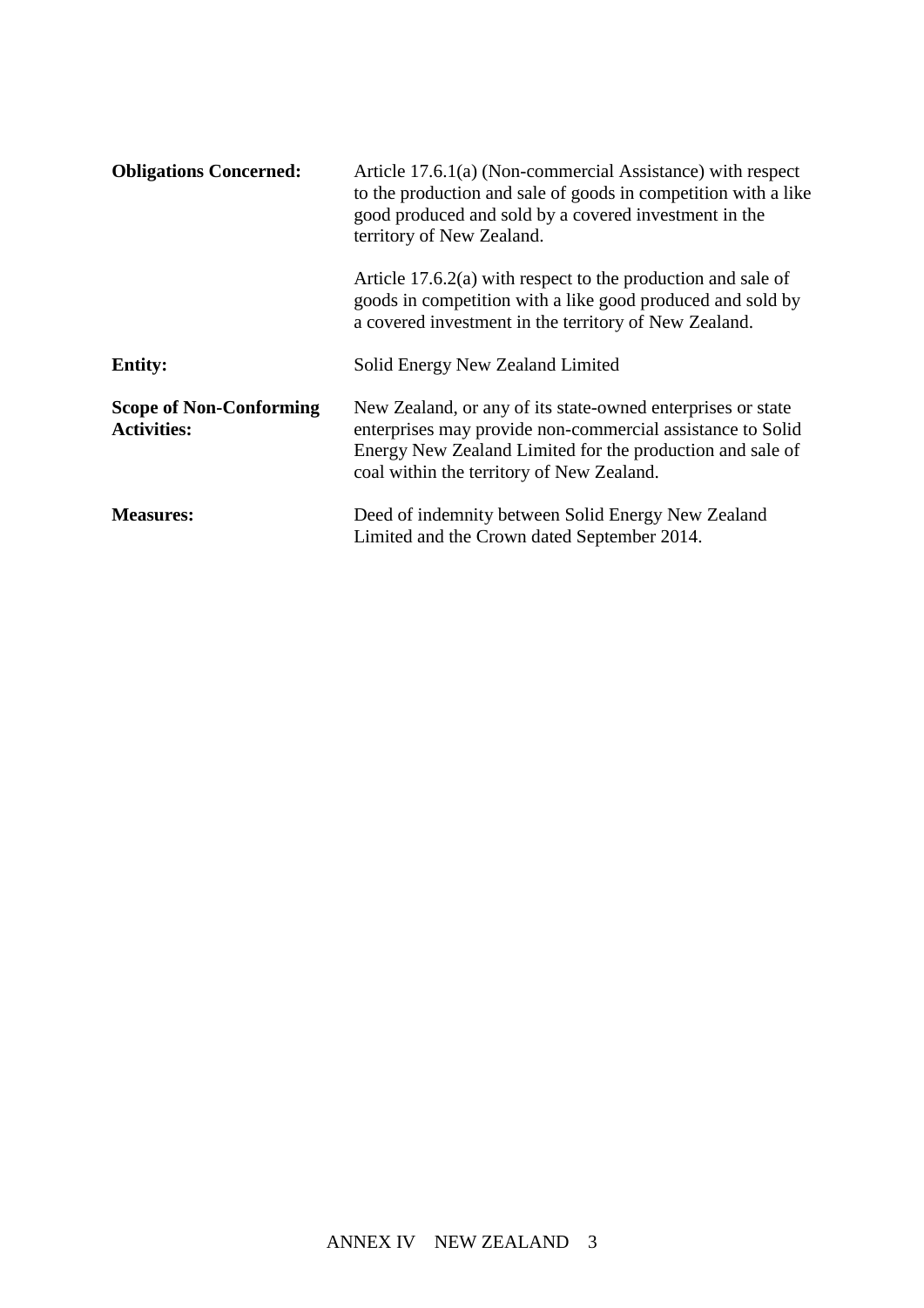| | |
|---|---|
| **Obligations Concerned:** | Article 17.6.1(a) (Non-commercial Assistance) with respect to the production and sale of goods in competition with a like good produced and sold by a covered investment in the territory of New Zealand.<br><br>Article 17.6.2(a) with respect to the production and sale of goods in competition with a like good produced and sold by a covered investment in the territory of New Zealand. |
| **Entity:** | Solid Energy New Zealand Limited |
| **Scope of Non-Conforming Activities:** | New Zealand, or any of its state-owned enterprises or state enterprises may provide non-commercial assistance to Solid Energy New Zealand Limited for the production and sale of coal within the territory of New Zealand. |
| **Measures:** | Deed of indemnity between Solid Energy New Zealand Limited and the Crown dated September 2014. |